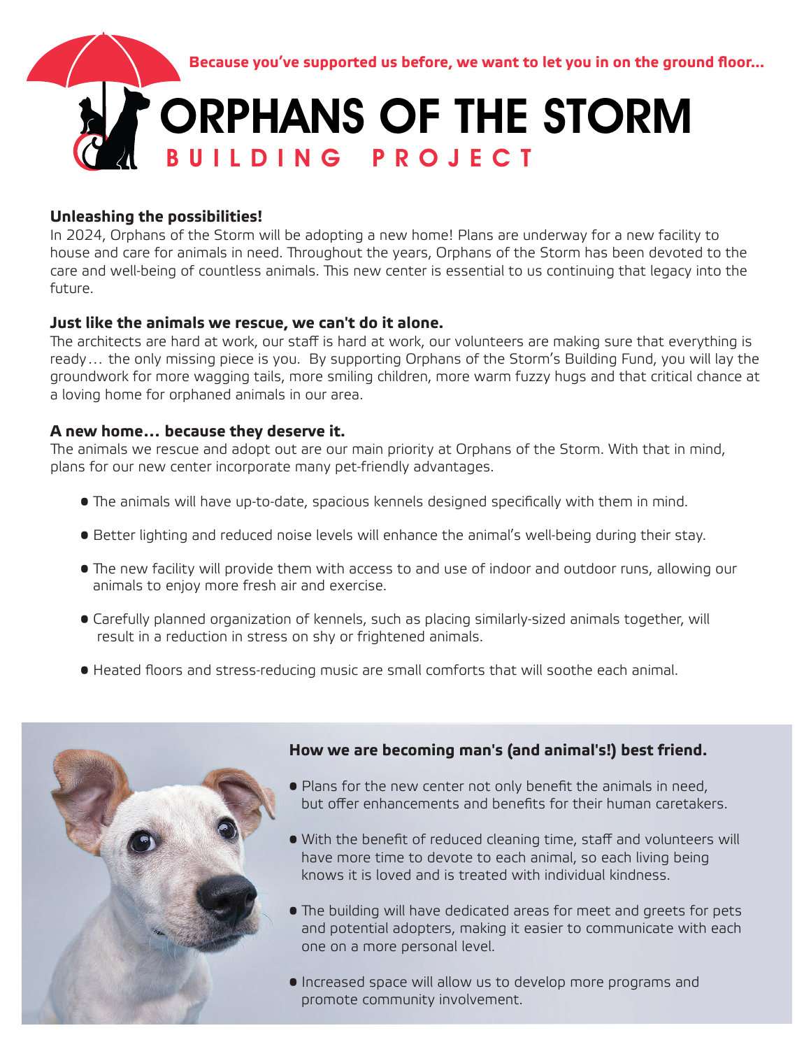**Because you've supported us before, we want to let you in on the ground floor...**

# ORPHANS OF THE STORM

## BUILDING PROJECT

### Unleashing the possibilities!

In 2024, Orphans of the Storm will be adopting a new home! Plans are underway for a new facility to house and care for animals in need. Throughout the years, Orphans of the Storm has been devoted to the care and well-being of countless animals. This new center is essential to us continuing that legacy into the future.

### Just like the animals we rescue, we can't do it alone.

The architects are hard at work, our staff is hard at work, our volunteers are making sure that everything is ready… the only missing piece is you. By supporting Orphans of the Storm's Building Fund, you will lay the groundwork for more wagging tails, more smiling children, more warm fuzzy hugs and that critical chance at a loving home for orphaned animals in our area.

### A new home… because they deserve it.

The animals we rescue and adopt out are our main priority at Orphans of the Storm. With that in mind, plans for our new center incorporate many pet-friendly advantages.

- The animals will have up-to-date, spacious kennels designed specifically with them in mind.
- Better lighting and reduced noise levels will enhance the animal's well-being during their stay.
- The new facility will provide them with access to and use of indoor and outdoor runs, allowing our animals to enjoy more fresh air and exercise.
- Carefully planned organization of kennels, such as placing similarly-sized animals together, will result in a reduction in stress on shy or frightened animals.
- Heated floors and stress-reducing music are small comforts that will soothe each animal.

### How we are becoming man's (and animal's!) best friend.

- Plans for the new center not only benefit the animals in need, but offer enhancements and benefits for their human caretakers.
- With the benefit of reduced cleaning time, staff and volunteers will have more time to devote to each animal, so each living being knows it is loved and is treated with individual kindness.
- The building will have dedicated areas for meet and greets for pets and potential adopters, making it easier to communicate with each one on a more personal level.
- Increased space will allow us to develop more programs and promote community involvement.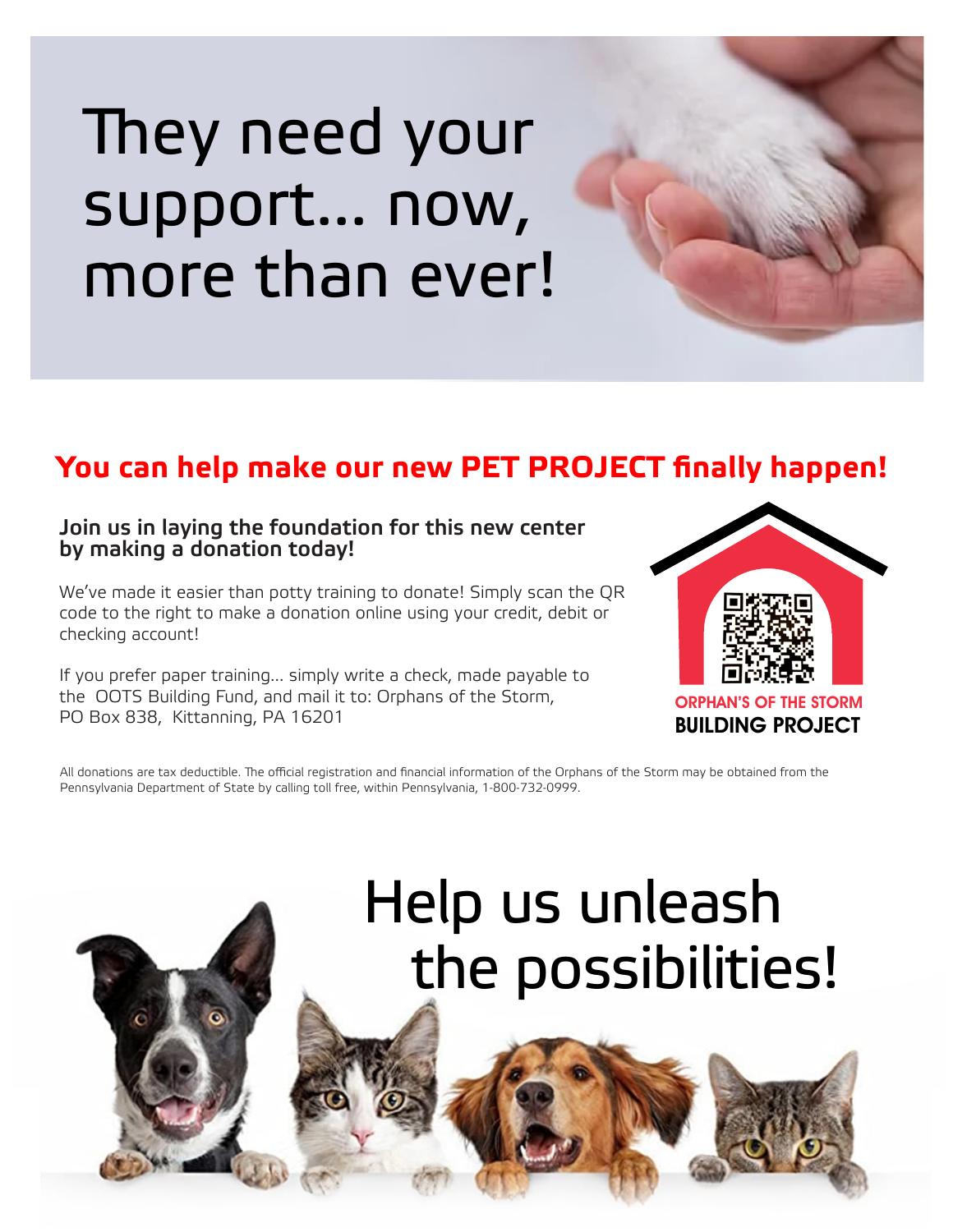# They need your support... now, more than ever!

## You can help make our new PET PROJECT finally happen!

**Join us in laying the foundation for this new center by making a donation today!**

We've made it easier than potty training to donate! Simply scan the QR code to the right to make a donation online using your credit, debit or checking account!

If you prefer paper training... simply write a check, made payable to the OOTS Building Fund, and mail it to: Orphans of the Storm, PO Box 838, Kittanning, PA 16201

ORPHAN'S OF THE STORM
**BUILDING PROJECT**

All donations are tax deductible. The official registration and financial information of the Orphans of the Storm may be obtained from the Pennsylvania Department of State by calling toll free, within Pennsylvania, 1-800-732-0999.

# Help us unleash the possibilities!